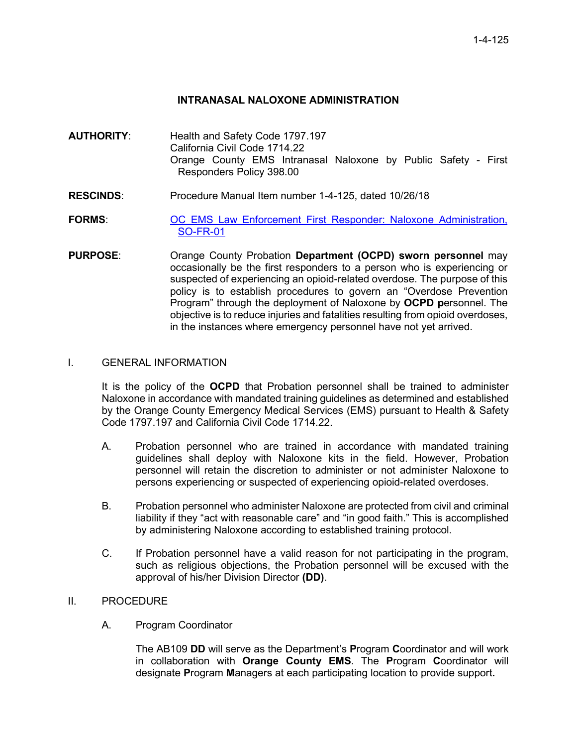1-4-125

# INTRANASAL NALOXONE ADMINISTRATION

**AUTHORITY**: Health and Safety Code 1797.197
California Civil Code 1714.22
Orange County EMS Intranasal Naloxone by Public Safety - First Responders Policy 398.00

**RESCINDS**: Procedure Manual Item number 1-4-125, dated 10/26/18

**FORMS**: [OC EMS Law Enforcement First Responder: Naloxone Administration, SO-FR-01]

**PURPOSE**: Orange County Probation **Department (OCPD) sworn personnel** may occasionally be the first responders to a person who is experiencing or suspected of experiencing an opioid-related overdose. The purpose of this policy is to establish procedures to govern an "Overdose Prevention Program" through the deployment of Naloxone by **OCPD p**ersonnel. The objective is to reduce injuries and fatalities resulting from opioid overdoses, in the instances where emergency personnel have not yet arrived.

## I. GENERAL INFORMATION

It is the policy of the **OCPD** that Probation personnel shall be trained to administer Naloxone in accordance with mandated training guidelines as determined and established by the Orange County Emergency Medical Services (EMS) pursuant to Health & Safety Code 1797.197 and California Civil Code 1714.22.

A. Probation personnel who are trained in accordance with mandated training guidelines shall deploy with Naloxone kits in the field. However, Probation personnel will retain the discretion to administer or not administer Naloxone to persons experiencing or suspected of experiencing opioid-related overdoses.

B. Probation personnel who administer Naloxone are protected from civil and criminal liability if they "act with reasonable care" and "in good faith." This is accomplished by administering Naloxone according to established training protocol.

C. If Probation personnel have a valid reason for not participating in the program, such as religious objections, the Probation personnel will be excused with the approval of his/her Division Director **(DD)**.

## II. PROCEDURE

### A. Program Coordinator

The AB109 **DD** will serve as the Department's **P**rogram **C**oordinator and will work in collaboration with **Orange County EMS**. The **P**rogram **C**oordinator will designate **P**rogram **M**anagers at each participating location to provide support**.**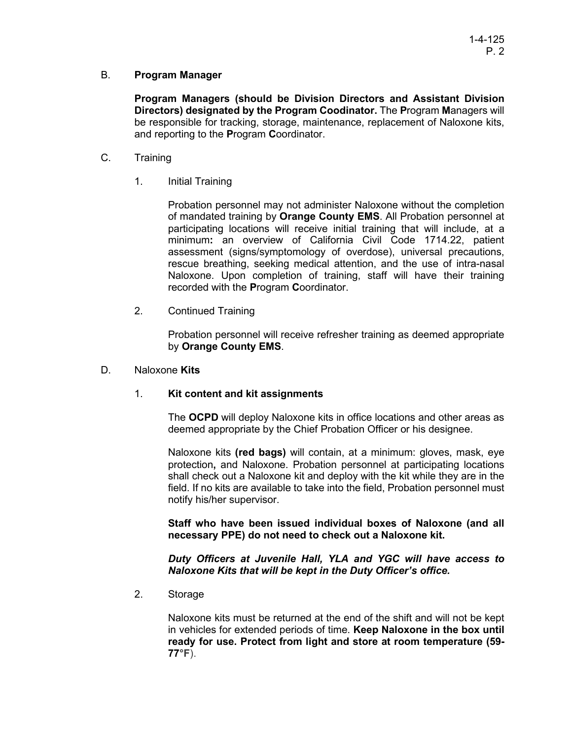B. **Program Manager**

**Program Managers (should be Division Directors and Assistant Division Directors) designated by the Program Coodinator.** The **P**rogram **M**anagers will be responsible for tracking, storage, maintenance, replacement of Naloxone kits, and reporting to the **P**rogram **C**oordinator.

C. Training

1. Initial Training

   Probation personnel may not administer Naloxone without the completion of mandated training by **Orange County EMS**. All Probation personnel at participating locations will receive initial training that will include, at a minimum**:** an overview of California Civil Code 1714.22, patient assessment (signs/symptomology of overdose), universal precautions, rescue breathing, seeking medical attention, and the use of intra-nasal Naloxone. Upon completion of training, staff will have their training recorded with the **P**rogram **C**oordinator.

2. Continued Training

   Probation personnel will receive refresher training as deemed appropriate by **Orange County EMS**.

D. Naloxone **Kits**

1. **Kit content and kit assignments**

   The **OCPD** will deploy Naloxone kits in office locations and other areas as deemed appropriate by the Chief Probation Officer or his designee.

   Naloxone kits **(red bags)** will contain, at a minimum: gloves, mask, eye protection**,** and Naloxone. Probation personnel at participating locations shall check out a Naloxone kit and deploy with the kit while they are in the field. If no kits are available to take into the field, Probation personnel must notify his/her supervisor.

   **Staff who have been issued individual boxes of Naloxone (and all necessary PPE) do not need to check out a Naloxone kit.**

   ***Duty Officers at Juvenile Hall, YLA and YGC will have access to Naloxone Kits that will be kept in the Duty Officer's office.***

2. Storage

   Naloxone kits must be returned at the end of the shift and will not be kept in vehicles for extended periods of time. **Keep Naloxone in the box until ready for use. Protect from light and store at room temperature (59-77°F**).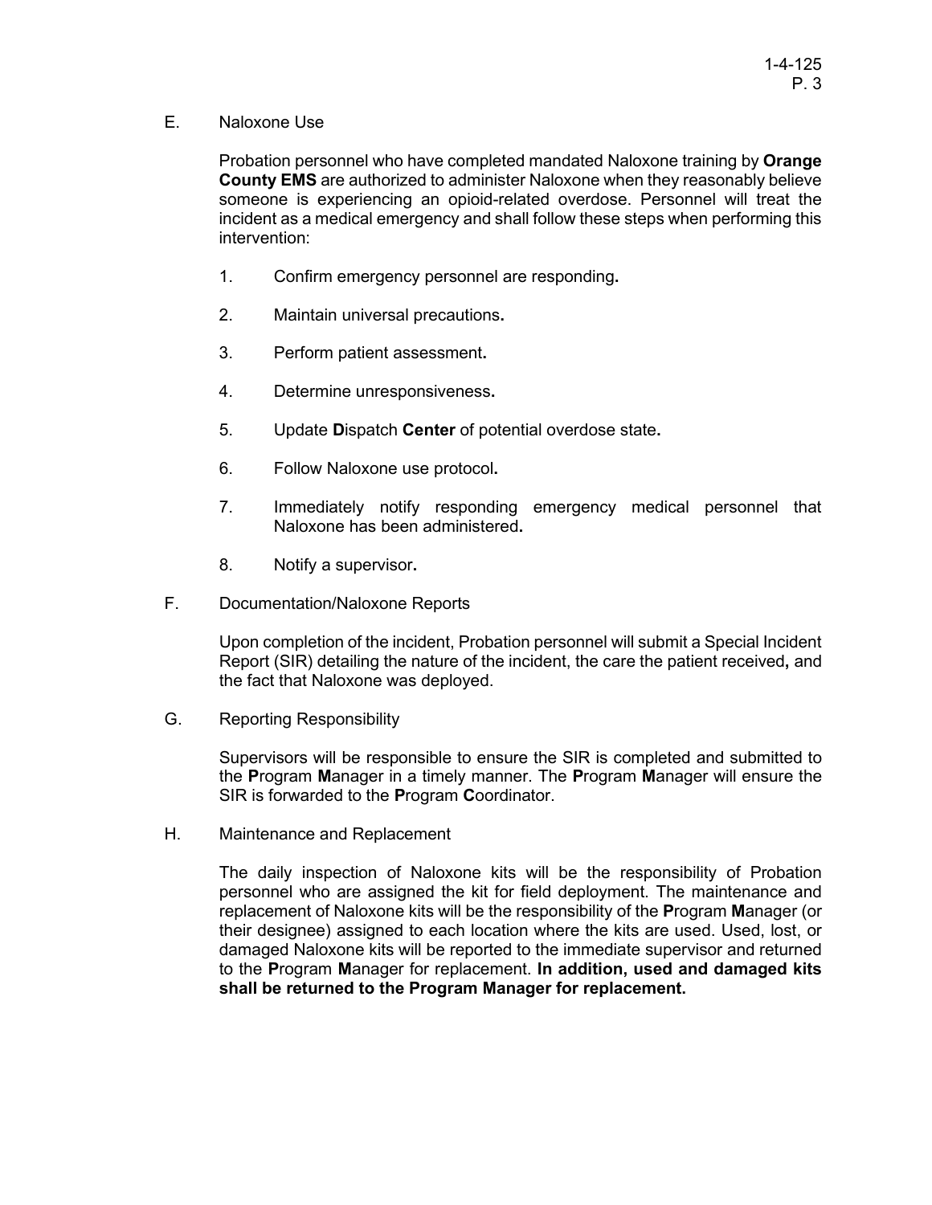E. Naloxone Use

Probation personnel who have completed mandated Naloxone training by **Orange County EMS** are authorized to administer Naloxone when they reasonably believe someone is experiencing an opioid-related overdose. Personnel will treat the incident as a medical emergency and shall follow these steps when performing this intervention:

1. Confirm emergency personnel are responding**.**
2. Maintain universal precautions**.**
3. Perform patient assessment**.**
4. Determine unresponsiveness**.**
5. Update **D**ispatch **Center** of potential overdose state**.**
6. Follow Naloxone use protocol**.**
7. Immediately notify responding emergency medical personnel that Naloxone has been administered**.**
8. Notify a supervisor**.**

F. Documentation/Naloxone Reports

Upon completion of the incident, Probation personnel will submit a Special Incident Report (SIR) detailing the nature of the incident, the care the patient received**,** and the fact that Naloxone was deployed.

G. Reporting Responsibility

Supervisors will be responsible to ensure the SIR is completed and submitted to the **P**rogram **M**anager in a timely manner. The **P**rogram **M**anager will ensure the SIR is forwarded to the **P**rogram **C**oordinator.

H. Maintenance and Replacement

The daily inspection of Naloxone kits will be the responsibility of Probation personnel who are assigned the kit for field deployment. The maintenance and replacement of Naloxone kits will be the responsibility of the **P**rogram **M**anager (or their designee) assigned to each location where the kits are used. Used, lost, or damaged Naloxone kits will be reported to the immediate supervisor and returned to the **P**rogram **M**anager for replacement. **In addition, used and damaged kits shall be returned to the Program Manager for replacement.**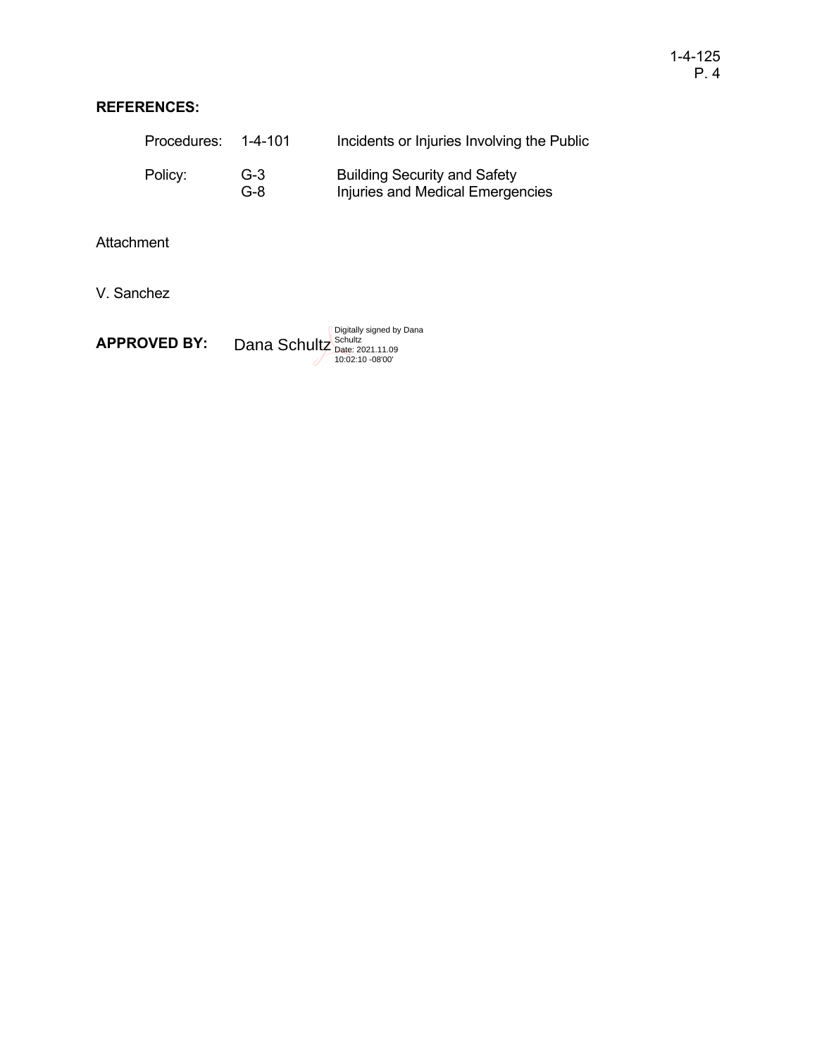**REFERENCES:**

| | | |
|---|---|---|
| Procedures: | 1-4-101 | Incidents or Injuries Involving the Public |
| Policy: | G-3 | Building Security and Safety |
| | G-8 | Injuries and Medical Emergencies |

Attachment

V. Sanchez

**APPROVED BY:** Dana Schultz Digitally signed by Dana Schultz Date: 2021.11.09 10:02:10 -08'00'